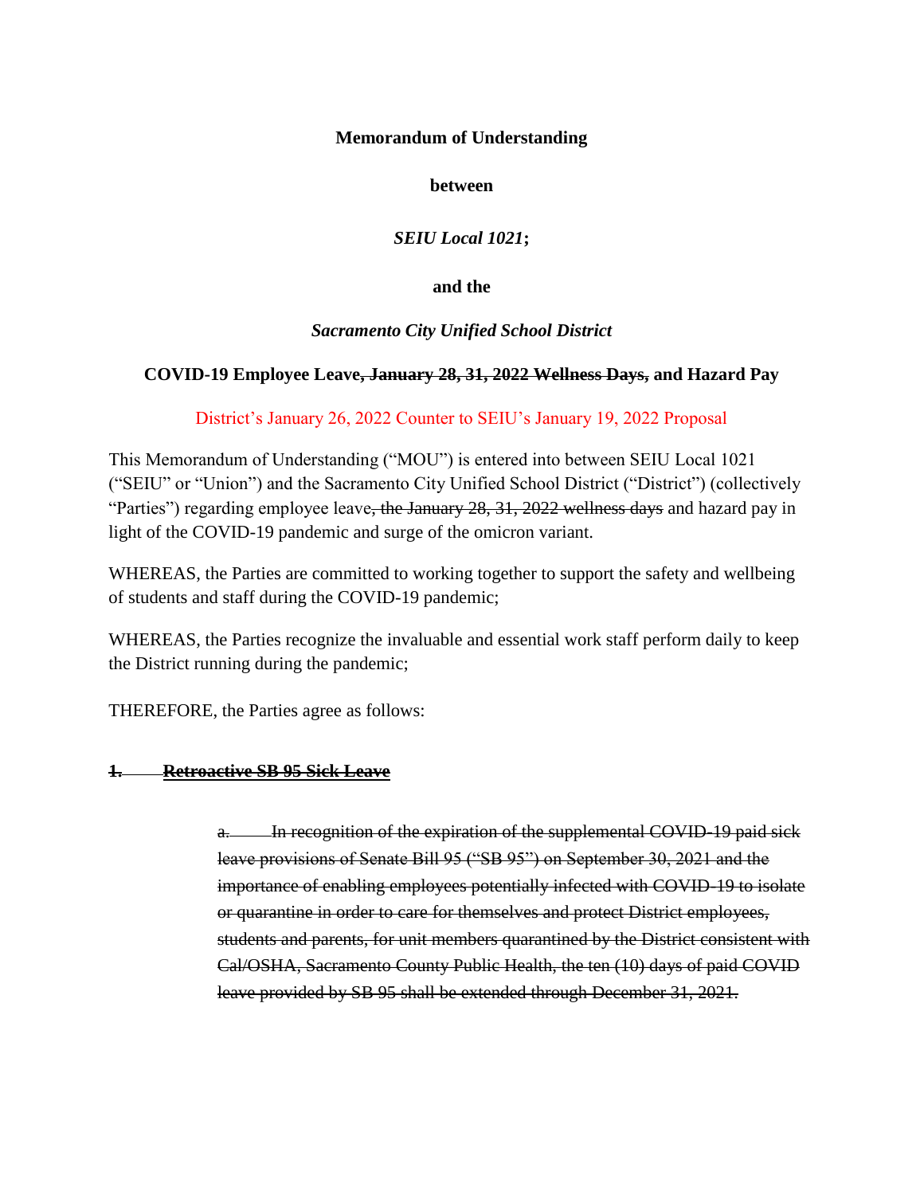**Memorandum of Understanding**

**between**

***SEIU Local 1021*;**

**and the**

***Sacramento City Unified School District***

**COVID-19 Employee Leave~~, January 28, 31, 2022 Wellness Days,~~ and Hazard Pay**

District's January 26, 2022 Counter to SEIU's January 19, 2022 Proposal

This Memorandum of Understanding ("MOU") is entered into between SEIU Local 1021 ("SEIU" or "Union") and the Sacramento City Unified School District ("District") (collectively "Parties") regarding employee leave~~, the January 28, 31, 2022 wellness days~~ and hazard pay in light of the COVID-19 pandemic and surge of the omicron variant.

WHEREAS, the Parties are committed to working together to support the safety and wellbeing of students and staff during the COVID-19 pandemic;

WHEREAS, the Parties recognize the invaluable and essential work staff perform daily to keep the District running during the pandemic;

THEREFORE, the Parties agree as follows:

**~~1. Retroactive SB 95 Sick Leave~~**

~~a. In recognition of the expiration of the supplemental COVID-19 paid sick leave provisions of Senate Bill 95 ("SB 95") on September 30, 2021 and the importance of enabling employees potentially infected with COVID-19 to isolate or quarantine in order to care for themselves and protect District employees, students and parents, for unit members quarantined by the District consistent with Cal/OSHA, Sacramento County Public Health, the ten (10) days of paid COVID leave provided by SB 95 shall be extended through December 31, 2021.~~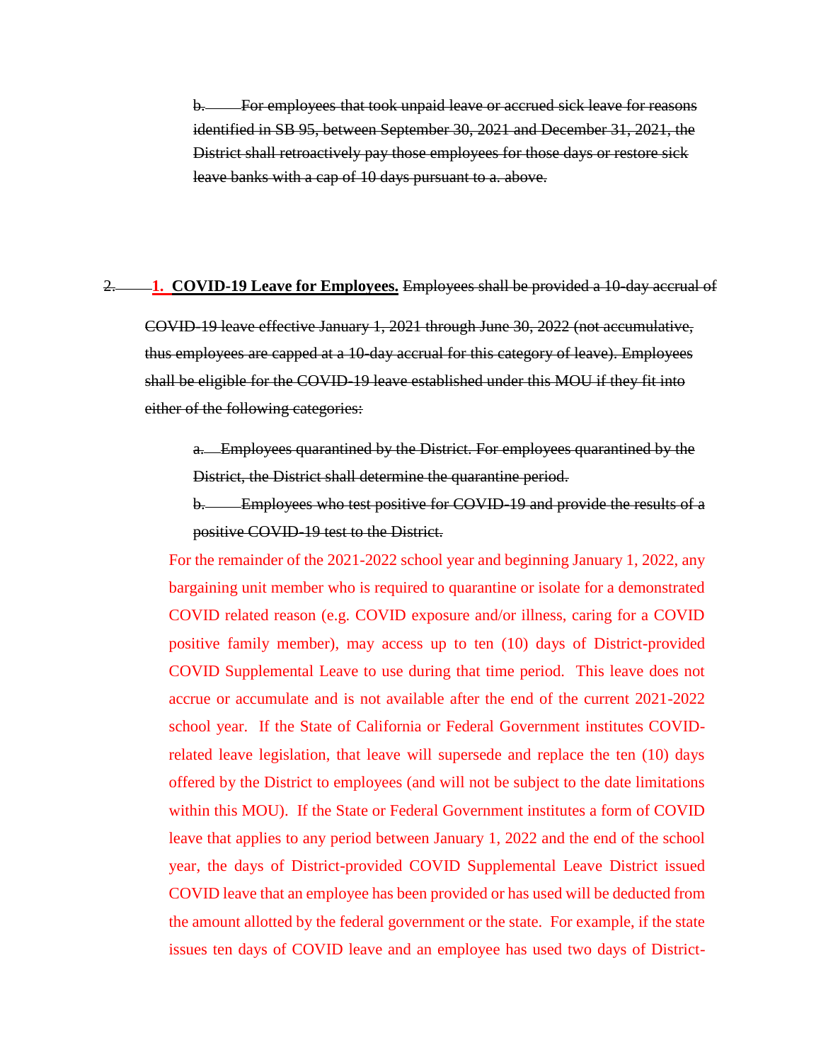b. ~~For employees that took unpaid leave or accrued sick leave for reasons identified in SB 95, between September 30, 2021 and December 31, 2021, the District shall retroactively pay those employees for those days or restore sick leave banks with a cap of 10 days pursuant to a. above.~~

~~2.~~ **1. COVID-19 Leave for Employees.** ~~Employees shall be provided a 10-day accrual of COVID-19 leave effective January 1, 2021 through June 30, 2022 (not accumulative, thus employees are capped at a 10-day accrual for this category of leave). Employees shall be eligible for the COVID-19 leave established under this MOU if they fit into either of the following categories:~~

~~a. Employees quarantined by the District. For employees quarantined by the District, the District shall determine the quarantine period.~~

~~b. Employees who test positive for COVID-19 and provide the results of a positive COVID-19 test to the District.~~

For the remainder of the 2021-2022 school year and beginning January 1, 2022, any bargaining unit member who is required to quarantine or isolate for a demonstrated COVID related reason (e.g. COVID exposure and/or illness, caring for a COVID positive family member), may access up to ten (10) days of District-provided COVID Supplemental Leave to use during that time period. This leave does not accrue or accumulate and is not available after the end of the current 2021-2022 school year. If the State of California or Federal Government institutes COVID-related leave legislation, that leave will supersede and replace the ten (10) days offered by the District to employees (and will not be subject to the date limitations within this MOU). If the State or Federal Government institutes a form of COVID leave that applies to any period between January 1, 2022 and the end of the school year, the days of District-provided COVID Supplemental Leave District issued COVID leave that an employee has been provided or has used will be deducted from the amount allotted by the federal government or the state. For example, if the state issues ten days of COVID leave and an employee has used two days of District-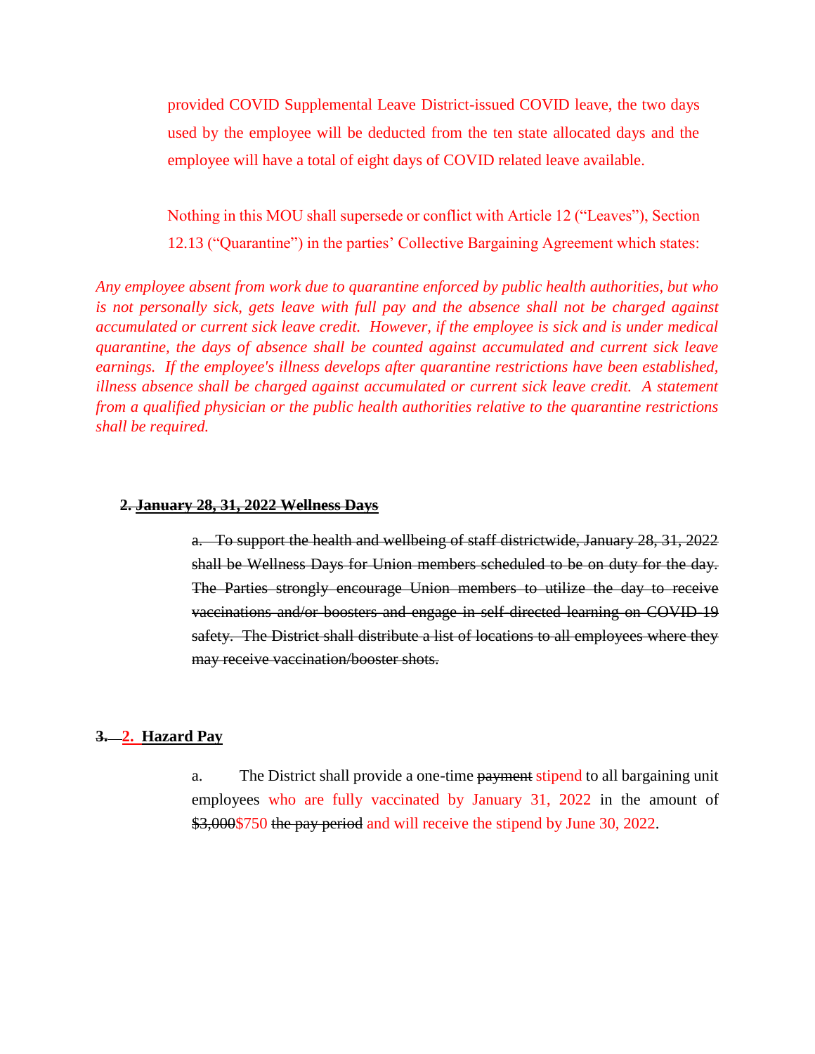provided ~~COVID Supplemental Leave~~ District-issued COVID leave, the two days used by the employee will be deducted from the ten state allocated days and the employee will have a total of eight days of COVID related leave available.

Nothing in this MOU shall supersede or conflict with Article 12 ("Leaves"), Section 12.13 ("Quarantine") in the parties' Collective Bargaining Agreement which states:

*Any employee absent from work due to quarantine enforced by public health authorities, but who is not personally sick, gets leave with full pay and the absence shall not be charged against accumulated or current sick leave credit. However, if the employee is sick and is under medical quarantine, the days of absence shall be counted against accumulated and current sick leave earnings. If the employee's illness develops after quarantine restrictions have been established, illness absence shall be charged against accumulated or current sick leave credit. A statement from a qualified physician or the public health authorities relative to the quarantine restrictions shall be required.*

~~**2. January 28, 31, 2022 Wellness Days**~~

~~a. To support the health and wellbeing of staff districtwide, January 28, 31, 2022 shall be Wellness Days for Union members scheduled to be on duty for the day. The Parties strongly encourage Union members to utilize the day to receive vaccinations and/or boosters and engage in self-directed learning on COVID-19 safety. The District shall distribute a list of locations to all employees where they may receive vaccination/booster shots.~~

~~**3.**~~ **2. Hazard Pay**

a. The District shall provide a one-time ~~payment~~ stipend to all bargaining unit employees who are fully vaccinated by January 31, 2022 in the amount of ~~$3,000~~$750 ~~the pay period~~ and will receive the stipend by June 30, 2022.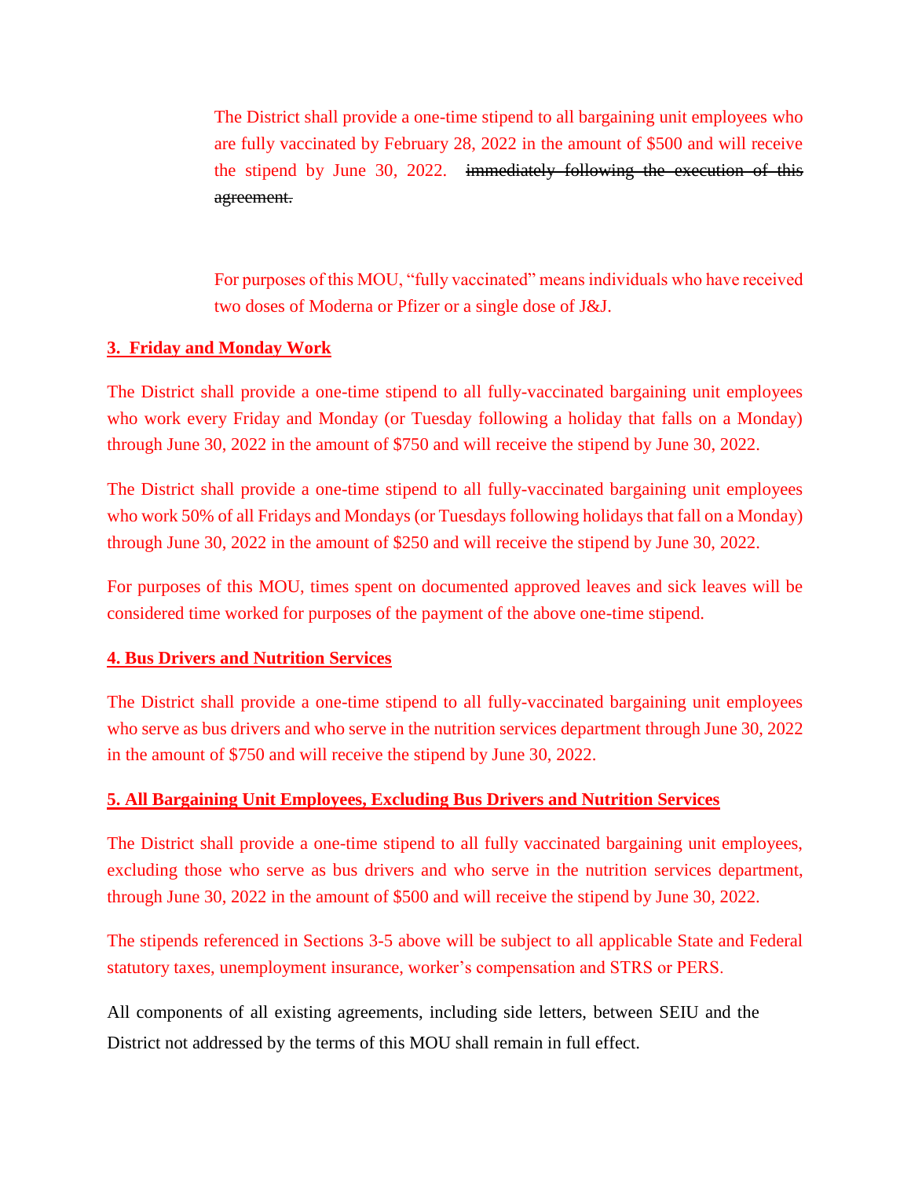The District shall provide a one-time stipend to all bargaining unit employees who are fully vaccinated by February 28, 2022 in the amount of $500 and will receive the stipend by June 30, 2022. ~~immediately following the execution of this agreement.~~

For purposes of this MOU, "fully vaccinated" means individuals who have received two doses of Moderna or Pfizer or a single dose of J&J.

**3. Friday and Monday Work**

The District shall provide a one-time stipend to all fully-vaccinated bargaining unit employees who work every Friday and Monday (or Tuesday following a holiday that falls on a Monday) through June 30, 2022 in the amount of $750 and will receive the stipend by June 30, 2022.

The District shall provide a one-time stipend to all fully-vaccinated bargaining unit employees who work 50% of all Fridays and Mondays (or Tuesdays following holidays that fall on a Monday) through June 30, 2022 in the amount of $250 and will receive the stipend by June 30, 2022.

For purposes of this MOU, times spent on documented approved leaves and sick leaves will be considered time worked for purposes of the payment of the above one-time stipend.

**4. Bus Drivers and Nutrition Services**

The District shall provide a one-time stipend to all fully-vaccinated bargaining unit employees who serve as bus drivers and who serve in the nutrition services department through June 30, 2022 in the amount of $750 and will receive the stipend by June 30, 2022.

**5. All Bargaining Unit Employees, Excluding Bus Drivers and Nutrition Services**

The District shall provide a one-time stipend to all fully vaccinated bargaining unit employees, excluding those who serve as bus drivers and who serve in the nutrition services department, through June 30, 2022 in the amount of $500 and will receive the stipend by June 30, 2022.

The stipends referenced in Sections 3-5 above will be subject to all applicable State and Federal statutory taxes, unemployment insurance, worker's compensation and STRS or PERS.

All components of all existing agreements, including side letters, between SEIU and the District not addressed by the terms of this MOU shall remain in full effect.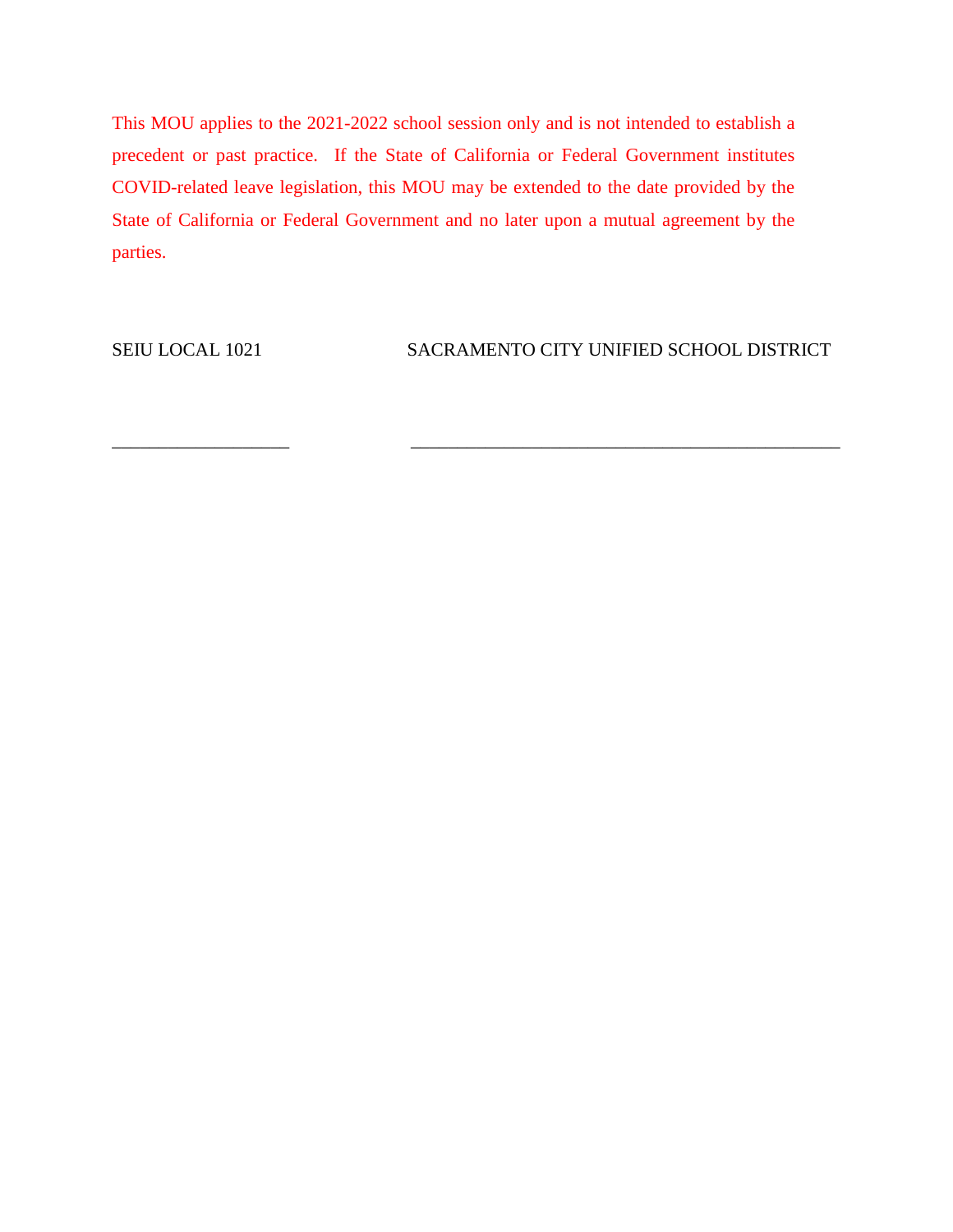This MOU applies to the 2021-2022 school session only and is not intended to establish a precedent or past practice. If the State of California or Federal Government institutes COVID-related leave legislation, this MOU may be extended to the date provided by the State of California or Federal Government and no later upon a mutual agreement by the parties.

| SEIU LOCAL 1021 | SACRAMENTO CITY UNIFIED SCHOOL DISTRICT |
| --- | --- |
| ____________________ | ____________________________________________ |